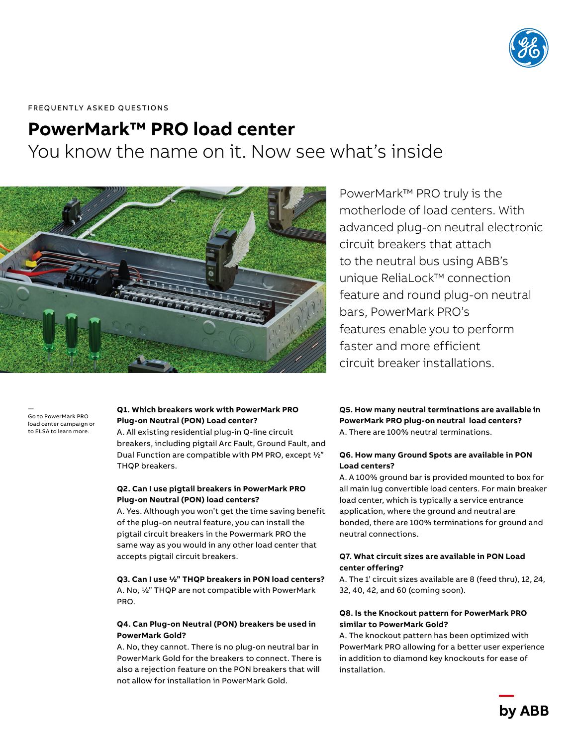FREQUENTLY ASKED QUESTIONS

# PowerMark™ PRO load center

## You know the name on it. Now see what's inside

PowerMark™ PRO truly is the motherlode of load centers. With advanced plug-on neutral electronic circuit breakers that attach to the neutral bus using ABB's unique ReliaLock™ connection feature and round plug-on neutral bars, PowerMark PRO's features enable you to perform faster and more efficient circuit breaker installations.

—
Go to PowerMark PRO load center campaign or to ELSA to learn more.

**Q1. Which breakers work with PowerMark PRO Plug-on Neutral (PON) Load center?**
A. All existing residential plug-in Q-line circuit breakers, including pigtail Arc Fault, Ground Fault, and Dual Function are compatible with PM PRO, except ½" THQP breakers.

**Q2. Can I use pigtail breakers in PowerMark PRO Plug-on Neutral (PON) load centers?**
A. Yes. Although you won't get the time saving benefit of the plug-on neutral feature, you can install the pigtail circuit breakers in the Powermark PRO the same way as you would in any other load center that accepts pigtail circuit breakers.

**Q3. Can I use ½" THQP breakers in PON load centers?**
A. No, ½" THQP are not compatible with PowerMark PRO.

**Q4. Can Plug-on Neutral (PON) breakers be used in PowerMark Gold?**
A. No, they cannot. There is no plug-on neutral bar in PowerMark Gold for the breakers to connect. There is also a rejection feature on the PON breakers that will not allow for installation in PowerMark Gold.

**Q5. How many neutral terminations are available in PowerMark PRO plug-on neutral load centers?**
A. There are 100% neutral terminations.

**Q6. How many Ground Spots are available in PON Load centers?**
A. A 100% ground bar is provided mounted to box for all main lug convertible load centers. For main breaker load center, which is typically a service entrance application, where the ground and neutral are bonded, there are 100% terminations for ground and neutral connections.

**Q7. What circuit sizes are available in PON Load center offering?**
A. The 1' circuit sizes available are 8 (feed thru), 12, 24, 32, 40, 42, and 60 (coming soon).

**Q8. Is the Knockout pattern for PowerMark PRO similar to PowerMark Gold?**
A. The knockout pattern has been optimized with PowerMark PRO allowing for a better user experience in addition to diamond key knockouts for ease of installation.

by ABB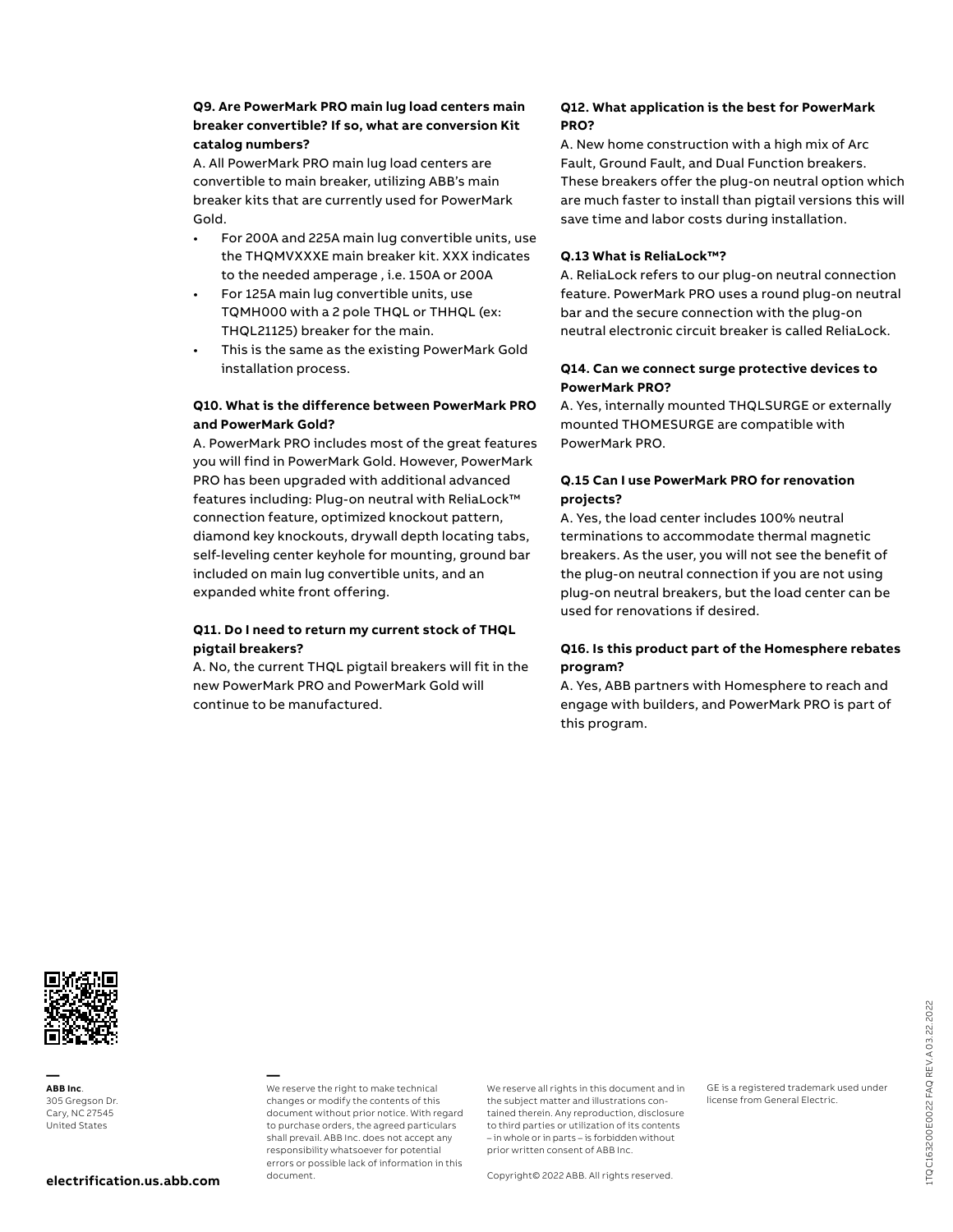**Q9. Are PowerMark PRO main lug load centers main breaker convertible? If so, what are conversion Kit catalog numbers?**

A. All PowerMark PRO main lug load centers are convertible to main breaker, utilizing ABB's main breaker kits that are currently used for PowerMark Gold.

- For 200A and 225A main lug convertible units, use the THQMVXXXE main breaker kit. XXX indicates to the needed amperage , i.e. 150A or 200A
- For 125A main lug convertible units, use TQMH000 with a 2 pole THQL or THHQL (ex: THQL21125) breaker for the main.
- This is the same as the existing PowerMark Gold installation process.

**Q10. What is the difference between PowerMark PRO and PowerMark Gold?**

A. PowerMark PRO includes most of the great features you will find in PowerMark Gold. However, PowerMark PRO has been upgraded with additional advanced features including: Plug-on neutral with ReliaLock™ connection feature, optimized knockout pattern, diamond key knockouts, drywall depth locating tabs, self-leveling center keyhole for mounting, ground bar included on main lug convertible units, and an expanded white front offering.

**Q11. Do I need to return my current stock of THQL pigtail breakers?**

A. No, the current THQL pigtail breakers will fit in the new PowerMark PRO and PowerMark Gold will continue to be manufactured.

**Q12. What application is the best for PowerMark PRO?**

A. New home construction with a high mix of Arc Fault, Ground Fault, and Dual Function breakers. These breakers offer the plug-on neutral option which are much faster to install than pigtail versions this will save time and labor costs during installation.

**Q.13 What is ReliaLock™?**

A. ReliaLock refers to our plug-on neutral connection feature. PowerMark PRO uses a round plug-on neutral bar and the secure connection with the plug-on neutral electronic circuit breaker is called ReliaLock.

**Q14. Can we connect surge protective devices to PowerMark PRO?**

A. Yes, internally mounted THQLSURGE or externally mounted THOMESURGE are compatible with PowerMark PRO.

**Q.15 Can I use PowerMark PRO for renovation projects?**

A. Yes, the load center includes 100% neutral terminations to accommodate thermal magnetic breakers. As the user, you will not see the benefit of the plug-on neutral connection if you are not using plug-on neutral breakers, but the load center can be used for renovations if desired.

**Q16. Is this product part of the Homesphere rebates program?**

A. Yes, ABB partners with Homesphere to reach and engage with builders, and PowerMark PRO is part of this program.

**ABB Inc.**
305 Gregson Dr.
Cary, NC 27545
United States

**electrification.us.abb.com**

We reserve the right to make technical changes or modify the contents of this document without prior notice. With regard to purchase orders, the agreed particulars shall prevail. ABB Inc. does not accept any responsibility whatsoever for potential errors or possible lack of information in this document.

We reserve all rights in this document and in the subject matter and illustrations contained therein. Any reproduction, disclosure to third parties or utilization of its contents – in whole or in parts – is forbidden without prior written consent of ABB Inc.

Copyright© 2022 ABB. All rights reserved.

GE is a registered trademark used under license from General Electric.

1TQC163200E0022 FAQ REV.A 03.22.2022